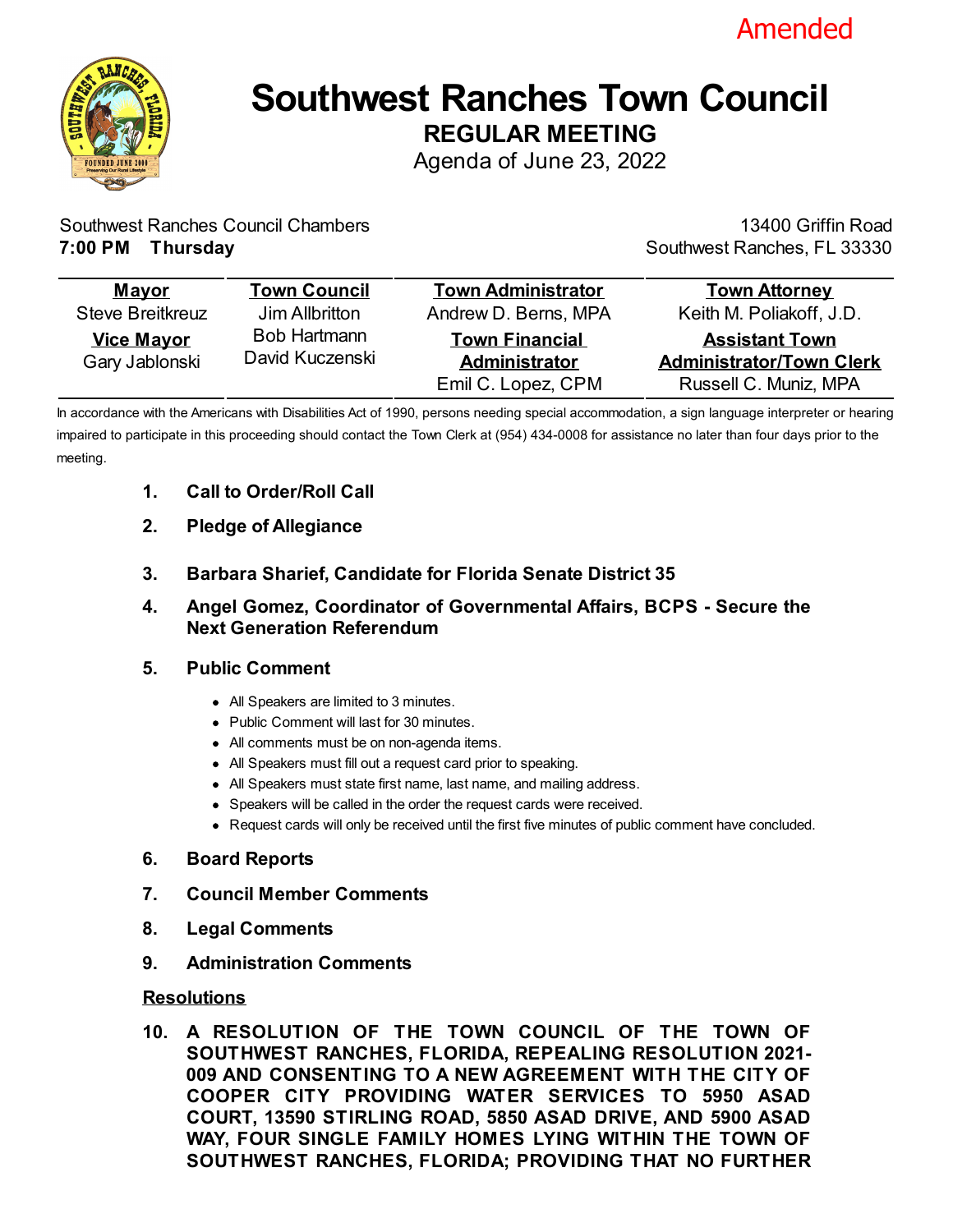Amended

# Southwest Ranches Town Council

## REGULAR MEETING

Agenda of June 23, 2022

Southwest Ranches Council Chambers
**7:00 PM Thursday**

13400 Griffin Road
Southwest Ranches, FL 33330

| Mayor | Town Council | Town Administrator | Town Attorney |
|---|---|---|---|
| Steve Breitkreuz | Jim Allbritton | Andrew D. Berns, MPA | Keith M. Poliakoff, J.D. |
| **Vice Mayor** | Bob Hartmann | **Town Financial Administrator** | **Assistant Town Administrator/Town Clerk** |
| Gary Jablonski | David Kuczenski | Emil C. Lopez, CPM | Russell C. Muniz, MPA |

In accordance with the Americans with Disabilities Act of 1990, persons needing special accommodation, a sign language interpreter or hearing impaired to participate in this proceeding should contact the Town Clerk at (954) 434-0008 for assistance no later than four days prior to the meeting.

1. **Call to Order/Roll Call**

2. **Pledge of Allegiance**

3. **Barbara Sharief, Candidate for Florida Senate District 35**

4. **Angel Gomez, Coordinator of Governmental Affairs, BCPS - Secure the Next Generation Referendum**

5. **Public Comment**
   - All Speakers are limited to 3 minutes.
   - Public Comment will last for 30 minutes.
   - All comments must be on non-agenda items.
   - All Speakers must fill out a request card prior to speaking.
   - All Speakers must state first name, last name, and mailing address.
   - Speakers will be called in the order the request cards were received.
   - Request cards will only be received until the first five minutes of public comment have concluded.

6. **Board Reports**

7. **Council Member Comments**

8. **Legal Comments**

9. **Administration Comments**

**Resolutions**

10. **A RESOLUTION OF THE TOWN COUNCIL OF THE TOWN OF SOUTHWEST RANCHES, FLORIDA, REPEALING RESOLUTION 2021-009 AND CONSENTING TO A NEW AGREEMENT WITH THE CITY OF COOPER CITY PROVIDING WATER SERVICES TO 5950 ASAD COURT, 13590 STIRLING ROAD, 5850 ASAD DRIVE, AND 5900 ASAD WAY, FOUR SINGLE FAMILY HOMES LYING WITHIN THE TOWN OF SOUTHWEST RANCHES, FLORIDA; PROVIDING THAT NO FURTHER**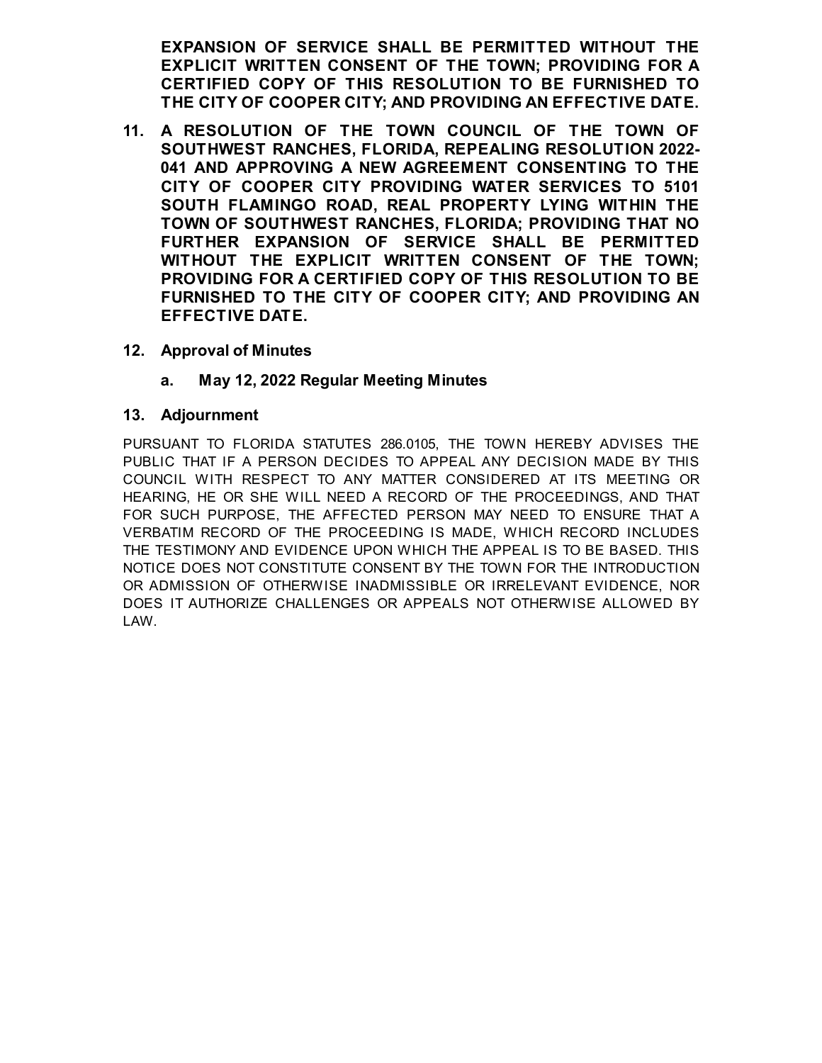**EXPANSION OF SERVICE SHALL BE PERMITTED WITHOUT THE EXPLICIT WRITTEN CONSENT OF THE TOWN; PROVIDING FOR A CERTIFIED COPY OF THIS RESOLUTION TO BE FURNISHED TO THE CITY OF COOPER CITY; AND PROVIDING AN EFFECTIVE DATE.**

11. **A RESOLUTION OF THE TOWN COUNCIL OF THE TOWN OF SOUTHWEST RANCHES, FLORIDA, REPEALING RESOLUTION 2022-041 AND APPROVING A NEW AGREEMENT CONSENTING TO THE CITY OF COOPER CITY PROVIDING WATER SERVICES TO 5101 SOUTH FLAMINGO ROAD, REAL PROPERTY LYING WITHIN THE TOWN OF SOUTHWEST RANCHES, FLORIDA; PROVIDING THAT NO FURTHER EXPANSION OF SERVICE SHALL BE PERMITTED WITHOUT THE EXPLICIT WRITTEN CONSENT OF THE TOWN; PROVIDING FOR A CERTIFIED COPY OF THIS RESOLUTION TO BE FURNISHED TO THE CITY OF COOPER CITY; AND PROVIDING AN EFFECTIVE DATE.**

12. **Approval of Minutes**

    a. **May 12, 2022 Regular Meeting Minutes**

13. **Adjournment**

PURSUANT TO FLORIDA STATUTES 286.0105, THE TOWN HEREBY ADVISES THE PUBLIC THAT IF A PERSON DECIDES TO APPEAL ANY DECISION MADE BY THIS COUNCIL WITH RESPECT TO ANY MATTER CONSIDERED AT ITS MEETING OR HEARING, HE OR SHE WILL NEED A RECORD OF THE PROCEEDINGS, AND THAT FOR SUCH PURPOSE, THE AFFECTED PERSON MAY NEED TO ENSURE THAT A VERBATIM RECORD OF THE PROCEEDING IS MADE, WHICH RECORD INCLUDES THE TESTIMONY AND EVIDENCE UPON WHICH THE APPEAL IS TO BE BASED. THIS NOTICE DOES NOT CONSTITUTE CONSENT BY THE TOWN FOR THE INTRODUCTION OR ADMISSION OF OTHERWISE INADMISSIBLE OR IRRELEVANT EVIDENCE, NOR DOES IT AUTHORIZE CHALLENGES OR APPEALS NOT OTHERWISE ALLOWED BY LAW.